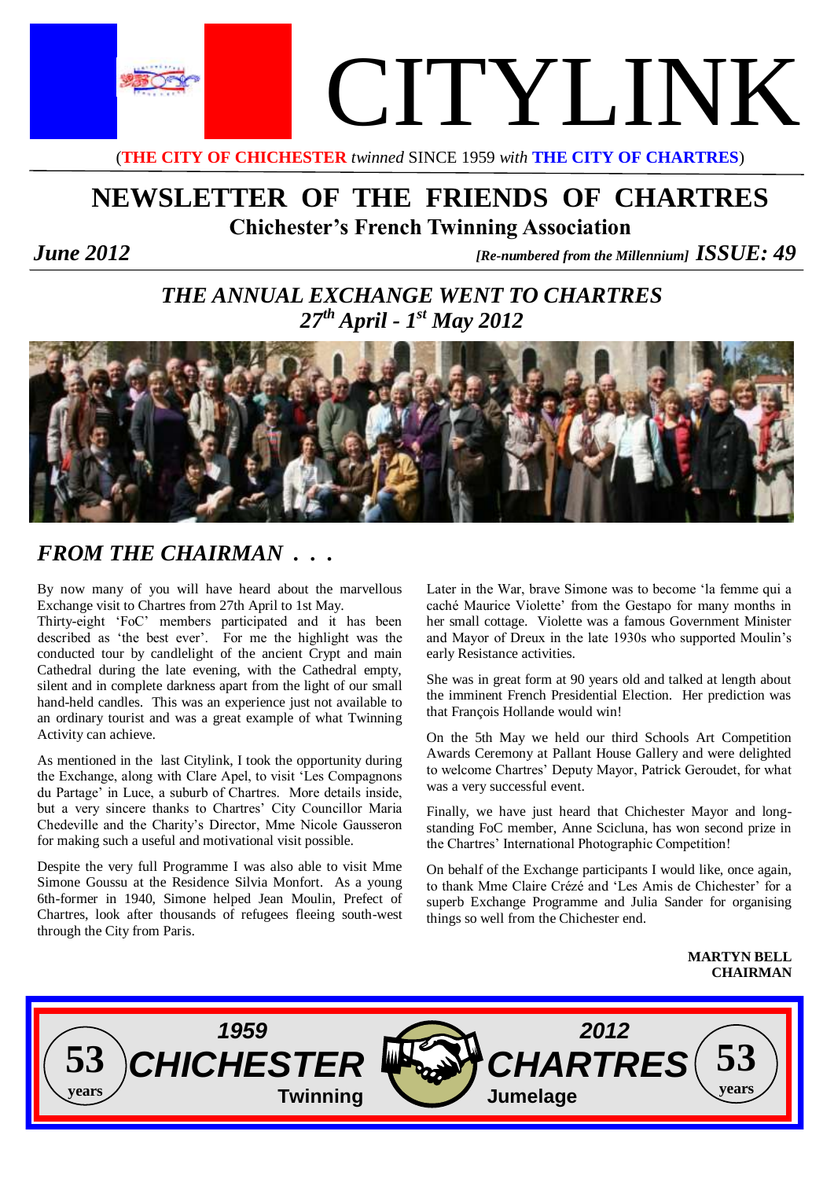# CITYLINK

(**THE CITY OF CHICHESTER** *twinned* SINCE 1959 *with* **THE CITY OF CHARTRES**)

## NEWSLETTER OF THE FRIENDS OF CHARTRES

### Chichester's French Twinning Association

***June 2012*** ***[Re-numbered from the Millennium]* ISSUE: 49**

## *THE ANNUAL EXCHANGE WENT TO CHARTRES*
## *27th April - 1st May 2012*

## *FROM THE CHAIRMAN . . .*

By now many of you will have heard about the marvellous Exchange visit to Chartres from 27th April to 1st May. Thirty-eight 'FoC' members participated and it has been described as 'the best ever'. For me the highlight was the conducted tour by candlelight of the ancient Crypt and main Cathedral during the late evening, with the Cathedral empty, silent and in complete darkness apart from the light of our small hand-held candles. This was an experience just not available to an ordinary tourist and was a great example of what Twinning Activity can achieve.

As mentioned in the last Citylink, I took the opportunity during the Exchange, along with Clare Apel, to visit 'Les Compagnons du Partage' in Luce, a suburb of Chartres. More details inside, but a very sincere thanks to Chartres' City Councillor Maria Chedeville and the Charity's Director, Mme Nicole Gausseron for making such a useful and motivational visit possible.

Despite the very full Programme I was also able to visit Mme Simone Goussu at the Residence Silvia Monfort. As a young 6th-former in 1940, Simone helped Jean Moulin, Prefect of Chartres, look after thousands of refugees fleeing south-west through the City from Paris.

Later in the War, brave Simone was to become 'la femme qui a caché Maurice Violette' from the Gestapo for many months in her small cottage. Violette was a famous Government Minister and Mayor of Dreux in the late 1930s who supported Moulin's early Resistance activities.

She was in great form at 90 years old and talked at length about the imminent French Presidential Election. Her prediction was that François Hollande would win!

On the 5th May we held our third Schools Art Competition Awards Ceremony at Pallant House Gallery and were delighted to welcome Chartres' Deputy Mayor, Patrick Geroudet, for what was a very successful event.

Finally, we have just heard that Chichester Mayor and long-standing FoC member, Anne Scicluna, has won second prize in the Chartres' International Photographic Competition!

On behalf of the Exchange participants I would like, once again, to thank Mme Claire Crézé and 'Les Amis de Chichester' for a superb Exchange Programme and Julia Sander for organising things so well from the Chichester end.

**MARTYN BELL**
**CHAIRMAN**

53 years — *1959* **CHICHESTER** Twinning — *2012* **CHARTRES** Jumelage — 53 years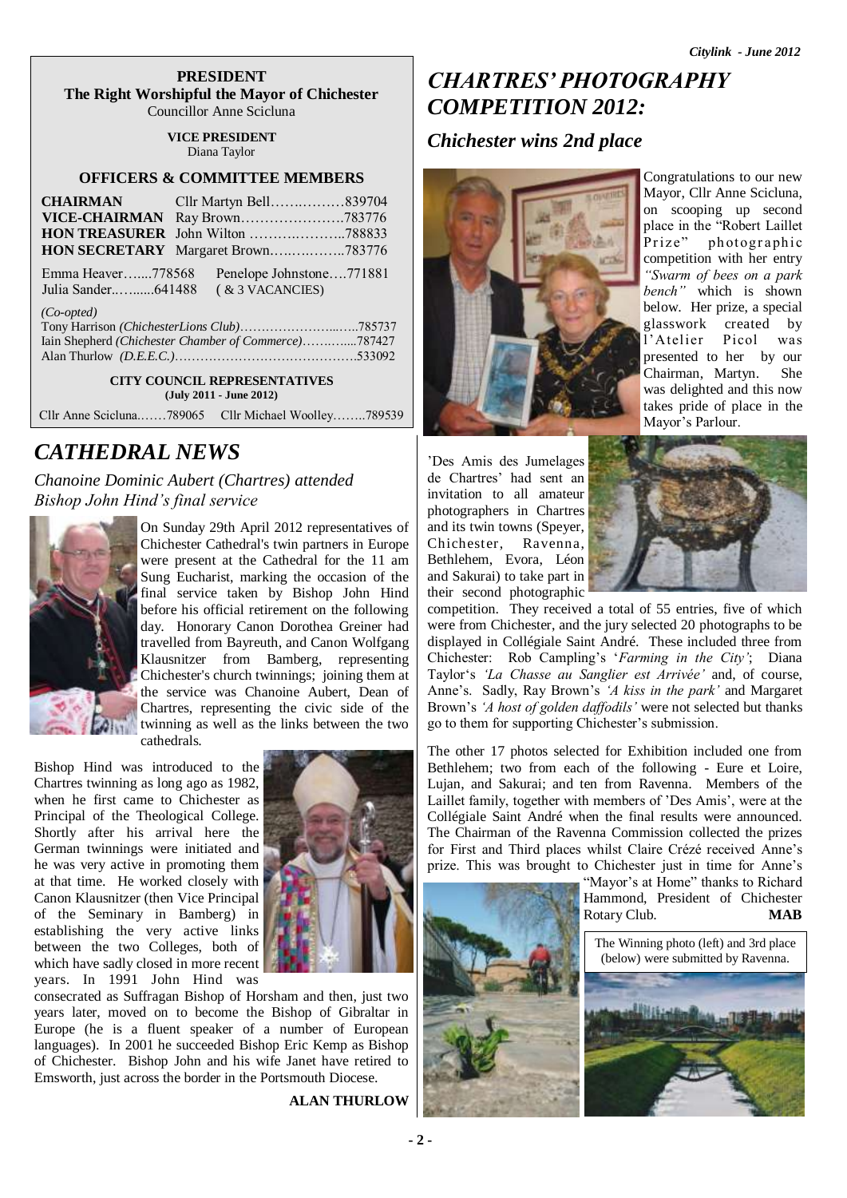**PRESIDENT**
**The Right Worshipful the Mayor of Chichester**
Councillor Anne Scicluna

**VICE PRESIDENT**
Diana Taylor

**OFFICERS & COMMITTEE MEMBERS**

| | |
|---|---|
| **CHAIRMAN** | Cllr Martyn Bell……….………839704 |
| **VICE-CHAIRMAN** | Ray Brown………………….783776 |
| **HON TREASURER** | John Wilton ……….………..788833 |
| **HON SECRETARY** | Margaret Brown…….……..783776 |

Emma Heaver…....778568 Penelope Johnstone….771881
Julia Sander..….....641488 ( & 3 VACANCIES)

*(Co-opted)*
Tony Harrison *(ChichesterLions Club)*……………………..…..785737
Iain Shepherd *(Chichester Chamber of Commerce)*…….…....787427
Alan Thurlow *(D.E.E.C.)*…………………………….……….533092

**CITY COUNCIL REPRESENTATIVES**
**(July 2011 - June 2012)**

Cllr Anne Scicluna.……789065 Cllr Michael Woolley.…….789539

# *CATHEDRAL NEWS*

### *Chanoine Dominic Aubert (Chartres) attended Bishop John Hind's final service*

On Sunday 29th April 2012 representatives of Chichester Cathedral's twin partners in Europe were present at the Cathedral for the 11 am Sung Eucharist, marking the occasion of the final service taken by Bishop John Hind before his official retirement on the following day. Honorary Canon Dorothea Greiner had travelled from Bayreuth, and Canon Wolfgang Klausnitzer from Bamberg, representing Chichester's church twinnings; joining them at the service was Chanoine Aubert, Dean of Chartres, representing the civic side of the twinning as well as the links between the two cathedrals.

Bishop Hind was introduced to the Chartres twinning as long ago as 1982, when he first came to Chichester as Principal of the Theological College. Shortly after his arrival here the German twinnings were initiated and he was very active in promoting them at that time. He worked closely with Canon Klausnitzer (then Vice Principal of the Seminary in Bamberg) in establishing the very active links between the two Colleges, both of which have sadly closed in more recent years. In 1991 John Hind was consecrated as Suffragan Bishop of Horsham and then, just two years later, moved on to become the Bishop of Gibraltar in Europe (he is a fluent speaker of a number of European languages). In 2001 he succeeded Bishop Eric Kemp as Bishop of Chichester. Bishop John and his wife Janet have retired to Emsworth, just across the border in the Portsmouth Diocese.

**ALAN THURLOW**

# *CHARTRES' PHOTOGRAPHY COMPETITION 2012:*

### *Chichester wins 2nd place*

Congratulations to our new Mayor, Cllr Anne Scicluna, on scooping up second place in the "Robert Laillet Prize" photographic competition with her entry *"Swarm of bees on a park bench"* which is shown below. Her prize, a special glasswork created by l'Atelier Picol was presented to her by our Chairman, Martyn. She was delighted and this now takes pride of place in the Mayor's Parlour.

'Des Amis des Jumelages de Chartres' had sent an invitation to all amateur photographers in Chartres and its twin towns (Speyer, Chichester, Ravenna, Bethlehem, Evora, Léon and Sakurai) to take part in their second photographic competition. They received a total of 55 entries, five of which were from Chichester, and the jury selected 20 photographs to be displayed in Collégiale Saint André. These included three from Chichester: Rob Campling's '*Farming in the City'*; Diana Taylor's *'La Chasse au Sanglier est Arrivée'* and, of course, Anne's. Sadly, Ray Brown's *'A kiss in the park'* and Margaret Brown's *'A host of golden daffodils'* were not selected but thanks go to them for supporting Chichester's submission.

The other 17 photos selected for Exhibition included one from Bethlehem; two from each of the following - Eure et Loire, Lujan, and Sakurai; and ten from Ravenna. Members of the Laillet family, together with members of 'Des Amis', were at the Collégiale Saint André when the final results were announced. The Chairman of the Ravenna Commission collected the prizes for First and Third places whilst Claire Crézé received Anne's prize. This was brought to Chichester just in time for Anne's "Mayor's at Home" thanks to Richard Hammond, President of Chichester Rotary Club. **MAB**

The Winning photo (left) and 3rd place (below) were submitted by Ravenna.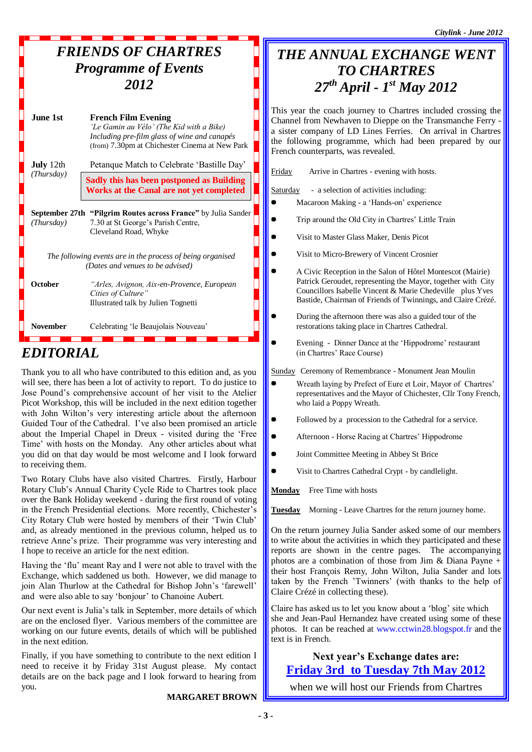# *FRIENDS OF CHARTRES*
## *Programme of Events 2012*

**June 1st** — **French Film Evening**
*'Le Gamin au Vélo' (The Kid with a Bike)*
*Including pre-film glass of wine and canapés*
(from) 7.30pm at Chichester Cinema at New Park

**July** 12th *(Thursday)* — Petanque Match to Celebrate 'Bastille Day'

**Sadly this has been postponed as Building Works at the Canal are not yet completed**

**September 27th** *(Thursday)* — **"Pilgrim Routes across France"** by Julia Sander
7.30 at St George's Parish Centre, Cleveland Road, Whyke

*The following events are in the process of being organised (Dates and venues to be advised)*

**October** — *"Arles, Avignon, Aix-en-Provence, European Cities of Culture"*
Illustrated talk by Julien Tognetti

**November** — Celebrating 'le Beaujolais Nouveau'

# *EDITORIAL*

Thank you to all who have contributed to this edition and, as you will see, there has been a lot of activity to report. To do justice to Jose Pound's comprehensive account of her visit to the Atelier Picot Workshop, this will be included in the next edition together with John Wilton's very interesting article about the afternoon Guided Tour of the Cathedral. I've also been promised an article about the Imperial Chapel in Dreux - visited during the 'Free Time' with hosts on the Monday. Any other articles about what you did on that day would be most welcome and I look forward to receiving them.

Two Rotary Clubs have also visited Chartres. Firstly, Harbour Rotary Club's Annual Charity Cycle Ride to Chartres took place over the Bank Holiday weekend - during the first round of voting in the French Presidential elections. More recently, Chichester's City Rotary Club were hosted by members of their 'Twin Club' and, as already mentioned in the previous column, helped us to retrieve Anne's prize. Their programme was very interesting and I hope to receive an article for the next edition.

Having the 'flu' meant Ray and I were not able to travel with the Exchange, which saddened us both. However, we did manage to join Alan Thurlow at the Cathedral for Bishop John's 'farewell' and were also able to say 'bonjour' to Chanoine Aubert.

Our next event is Julia's talk in September, more details of which are on the enclosed flyer. Various members of the committee are working on our future events, details of which will be published in the next edition.

Finally, if you have something to contribute to the next edition I need to receive it by Friday 31st August please. My contact details are on the back page and I look forward to hearing from you.

**MARGARET BROWN**

# *THE ANNUAL EXCHANGE WENT TO CHARTRES*
## *27th April - 1st May 2012*

This year the coach journey to Chartres included crossing the Channel from Newhaven to Dieppe on the Transmanche Ferry - a sister company of LD Lines Ferries. On arrival in Chartres the following programme, which had been prepared by our French counterparts, was revealed.

Friday — Arrive in Chartres - evening with hosts.

Saturday — a selection of activities including:

- Macaroon Making - a 'Hands-on' experience
- Trip around the Old City in Chartres' Little Train
- Visit to Master Glass Maker, Denis Picot
- Visit to Micro-Brewery of Vincent Crosnier
- A Civic Reception in the Salon of Hôtel Montescot (Mairie) Patrick Geroudet, representing the Mayor, together with City Councillors Isabelle Vincent & Marie Chedeville plus Yves Bastide, Chairman of Friends of Twinnings, and Claire Crézé.
- During the afternoon there was also a guided tour of the restorations taking place in Chartres Cathedral.
- Evening - Dinner Dance at the 'Hippodrome' restaurant (in Chartres' Race Course)

Sunday — Ceremony of Remembrance - Monument Jean Moulin

- Wreath laying by Prefect of Eure et Loir, Mayor of Chartres' representatives and the Mayor of Chichester, Cllr Tony French, who laid a Poppy Wreath.
- Followed by a procession to the Cathedral for a service.
- Afternoon - Horse Racing at Chartres' Hippodrome
- Joint Committee Meeting in Abbey St Brice
- Visit to Chartres Cathedral Crypt - by candlelight.

**Monday** — Free Time with hosts

**Tuesday** — Morning - Leave Chartres for the return journey home.

On the return journey Julia Sander asked some of our members to write about the activities in which they participated and these reports are shown in the centre pages. The accompanying photos are a combination of those from Jim & Diana Payne + their host François Remy, John Wilton, Julia Sander and lots taken by the French 'Twinners' (with thanks to the help of Claire Crézé in collecting these).

Claire has asked us to let you know about a 'blog' site which she and Jean-Paul Hernandez have created using some of these photos. It can be reached at www.cctwin28.blogspot.fr and the text is in French.

**Next year's Exchange dates are:**

**Friday 3rd to Tuesday 7th May 2012**

when we will host our Friends from Chartres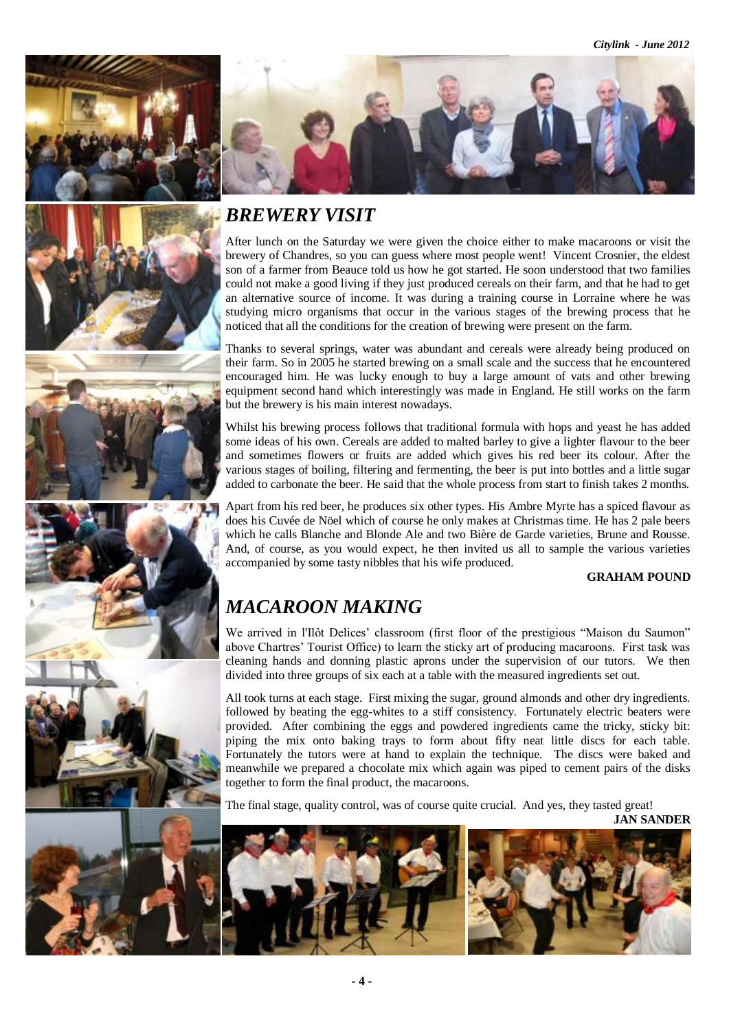## BREWERY VISIT

After lunch on the Saturday we were given the choice either to make macaroons or visit the brewery of Chandres, so you can guess where most people went! Vincent Crosnier, the eldest son of a farmer from Beauce told us how he got started. He soon understood that two families could not make a good living if they just produced cereals on their farm, and that he had to get an alternative source of income. It was during a training course in Lorraine where he was studying micro organisms that occur in the various stages of the brewing process that he noticed that all the conditions for the creation of brewing were present on the farm.

Thanks to several springs, water was abundant and cereals were already being produced on their farm. So in 2005 he started brewing on a small scale and the success that he encountered encouraged him. He was lucky enough to buy a large amount of vats and other brewing equipment second hand which interestingly was made in England. He still works on the farm but the brewery is his main interest nowadays.

Whilst his brewing process follows that traditional formula with hops and yeast he has added some ideas of his own. Cereals are added to malted barley to give a lighter flavour to the beer and sometimes flowers or fruits are added which gives his red beer its colour. After the various stages of boiling, filtering and fermenting, the beer is put into bottles and a little sugar added to carbonate the beer. He said that the whole process from start to finish takes 2 months.

Apart from his red beer, he produces six other types. His Ambre Myrte has a spiced flavour as does his Cuvée de Nöel which of course he only makes at Christmas time. He has 2 pale beers which he calls Blanche and Blonde Ale and two Bière de Garde varieties, Brune and Rousse. And, of course, as you would expect, he then invited us all to sample the various varieties accompanied by some tasty nibbles that his wife produced.

**GRAHAM POUND**

## MACAROON MAKING

We arrived in l'Ilôt Delices' classroom (first floor of the prestigious "Maison du Saumon" above Chartres' Tourist Office) to learn the sticky art of producing macaroons. First task was cleaning hands and donning plastic aprons under the supervision of our tutors. We then divided into three groups of six each at a table with the measured ingredients set out.

All took turns at each stage. First mixing the sugar, ground almonds and other dry ingredients. followed by beating the egg-whites to a stiff consistency. Fortunately electric beaters were provided. After combining the eggs and powdered ingredients came the tricky, sticky bit: piping the mix onto baking trays to form about fifty neat little discs for each table. Fortunately the tutors were at hand to explain the technique. The discs were baked and meanwhile we prepared a chocolate mix which again was piped to cement pairs of the disks together to form the final product, the macaroons.

The final stage, quality control, was of course quite crucial. And yes, they tasted great!

**JAN SANDER**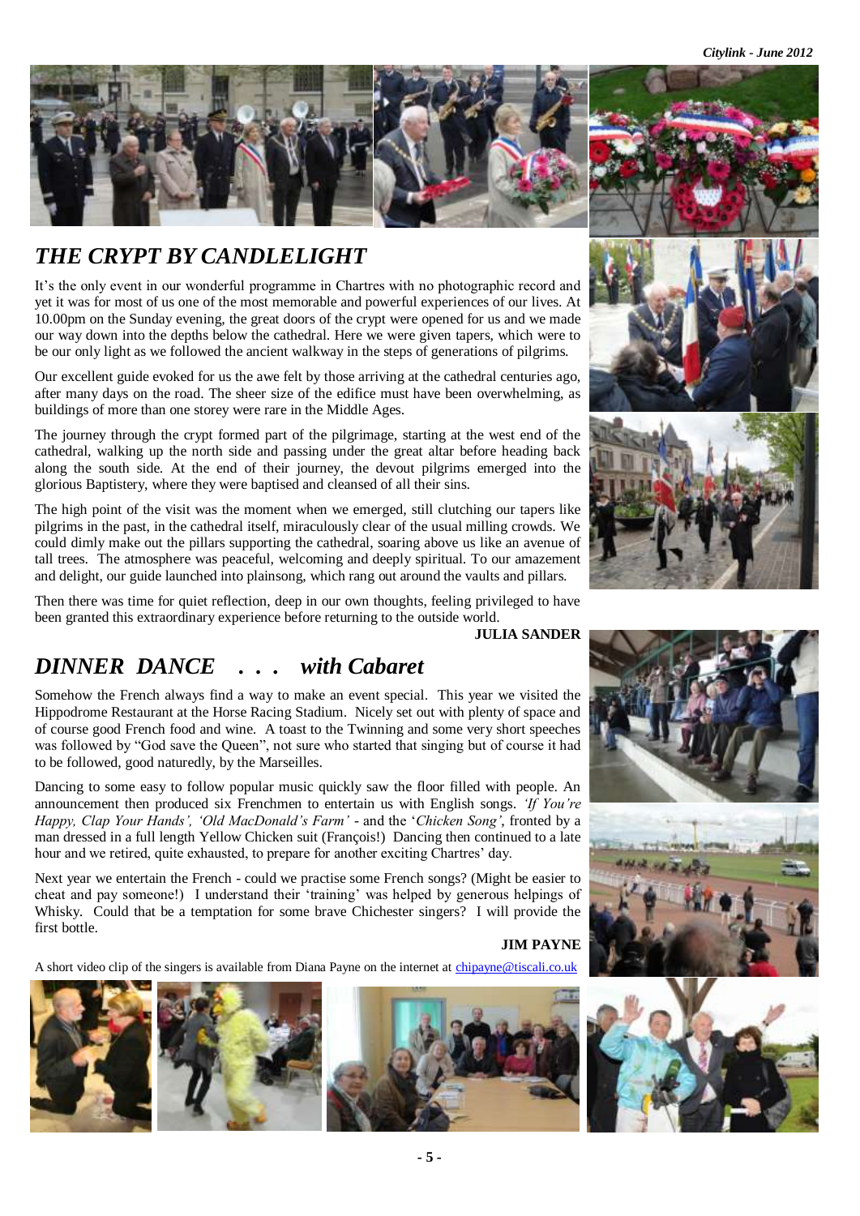## THE CRYPT BY CANDLELIGHT

It's the only event in our wonderful programme in Chartres with no photographic record and yet it was for most of us one of the most memorable and powerful experiences of our lives. At 10.00pm on the Sunday evening, the great doors of the crypt were opened for us and we made our way down into the depths below the cathedral. Here we were given tapers, which were to be our only light as we followed the ancient walkway in the steps of generations of pilgrims.

Our excellent guide evoked for us the awe felt by those arriving at the cathedral centuries ago, after many days on the road. The sheer size of the edifice must have been overwhelming, as buildings of more than one storey were rare in the Middle Ages.

The journey through the crypt formed part of the pilgrimage, starting at the west end of the cathedral, walking up the north side and passing under the great altar before heading back along the south side. At the end of their journey, the devout pilgrims emerged into the glorious Baptistery, where they were baptised and cleansed of all their sins.

The high point of the visit was the moment when we emerged, still clutching our tapers like pilgrims in the past, in the cathedral itself, miraculously clear of the usual milling crowds. We could dimly make out the pillars supporting the cathedral, soaring above us like an avenue of tall trees. The atmosphere was peaceful, welcoming and deeply spiritual. To our amazement and delight, our guide launched into plainsong, which rang out around the vaults and pillars.

Then there was time for quiet reflection, deep in our own thoughts, feeling privileged to have been granted this extraordinary experience before returning to the outside world.

**JULIA SANDER**

## DINNER DANCE . . . with Cabaret

Somehow the French always find a way to make an event special. This year we visited the Hippodrome Restaurant at the Horse Racing Stadium. Nicely set out with plenty of space and of course good French food and wine. A toast to the Twinning and some very short speeches was followed by "God save the Queen", not sure who started that singing but of course it had to be followed, good naturedly, by the Marseilles.

Dancing to some easy to follow popular music quickly saw the floor filled with people. An announcement then produced six Frenchmen to entertain us with English songs. *'If You're Happy, Clap Your Hands', 'Old MacDonald's Farm'* - and the '*Chicken Song'*, fronted by a man dressed in a full length Yellow Chicken suit (François!) Dancing then continued to a late hour and we retired, quite exhausted, to prepare for another exciting Chartres' day.

Next year we entertain the French - could we practise some French songs? (Might be easier to cheat and pay someone!) I understand their 'training' was helped by generous helpings of Whisky. Could that be a temptation for some brave Chichester singers? I will provide the first bottle.

**JIM PAYNE**

A short video clip of the singers is available from Diana Payne on the internet at chipayne@tiscali.co.uk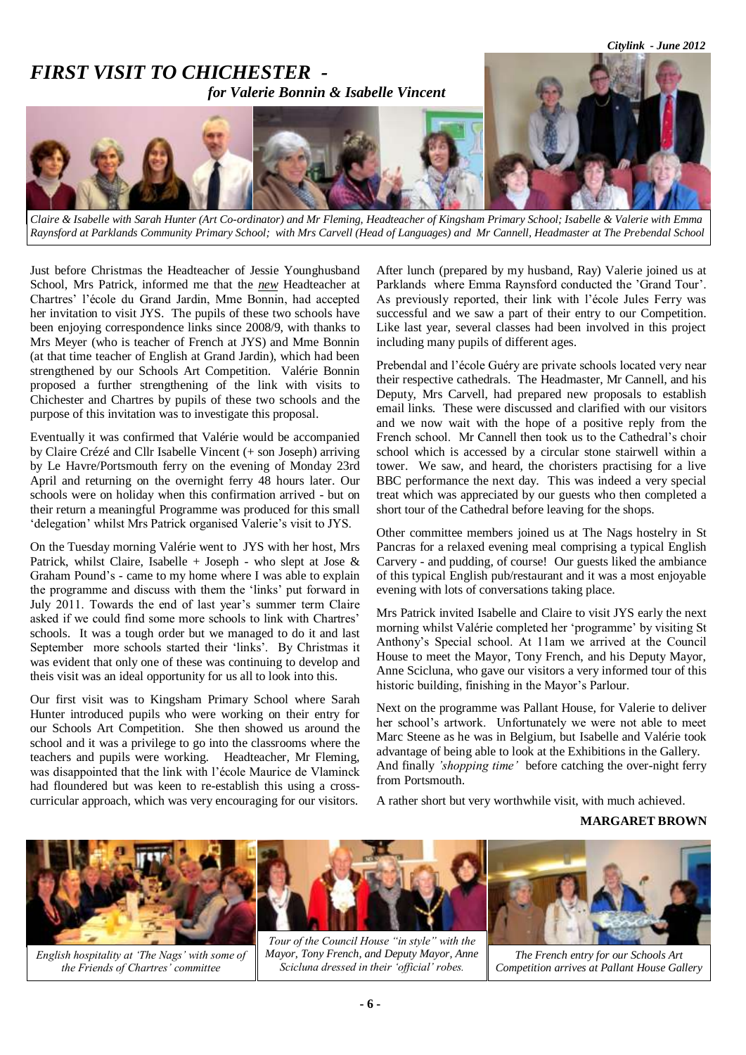# *FIRST VISIT TO CHICHESTER - for Valerie Bonnin & Isabelle Vincent*

*Claire & Isabelle with Sarah Hunter (Art Co-ordinator) and Mr Fleming, Headteacher of Kingsham Primary School; Isabelle & Valerie with Emma Raynsford at Parklands Community Primary School; with Mrs Carvell (Head of Languages) and Mr Cannell, Headmaster at The Prebendal School*

Just before Christmas the Headteacher of Jessie Younghusband School, Mrs Patrick, informed me that the *new* Headteacher at Chartres' l'école du Grand Jardin, Mme Bonnin, had accepted her invitation to visit JYS. The pupils of these two schools have been enjoying correspondence links since 2008/9, with thanks to Mrs Meyer (who is teacher of French at JYS) and Mme Bonnin (at that time teacher of English at Grand Jardin), which had been strengthened by our Schools Art Competition. Valérie Bonnin proposed a further strengthening of the link with visits to Chichester and Chartres by pupils of these two schools and the purpose of this invitation was to investigate this proposal.

Eventually it was confirmed that Valérie would be accompanied by Claire Crézé and Cllr Isabelle Vincent (+ son Joseph) arriving by Le Havre/Portsmouth ferry on the evening of Monday 23rd April and returning on the overnight ferry 48 hours later. Our schools were on holiday when this confirmation arrived - but on their return a meaningful Programme was produced for this small 'delegation' whilst Mrs Patrick organised Valerie's visit to JYS.

On the Tuesday morning Valérie went to JYS with her host, Mrs Patrick, whilst Claire, Isabelle + Joseph - who slept at Jose & Graham Pound's - came to my home where I was able to explain the programme and discuss with them the 'links' put forward in July 2011. Towards the end of last year's summer term Claire asked if we could find some more schools to link with Chartres' schools. It was a tough order but we managed to do it and last September more schools started their 'links'. By Christmas it was evident that only one of these was continuing to develop and theis visit was an ideal opportunity for us all to look into this.

Our first visit was to Kingsham Primary School where Sarah Hunter introduced pupils who were working on their entry for our Schools Art Competition. She then showed us around the school and it was a privilege to go into the classrooms where the teachers and pupils were working. Headteacher, Mr Fleming, was disappointed that the link with l'école Maurice de Vlaminck had floundered but was keen to re-establish this using a cross-curricular approach, which was very encouraging for our visitors.

After lunch (prepared by my husband, Ray) Valerie joined us at Parklands where Emma Raynsford conducted the 'Grand Tour'. As previously reported, their link with l'école Jules Ferry was successful and we saw a part of their entry to our Competition. Like last year, several classes had been involved in this project including many pupils of different ages.

Prebendal and l'école Guéry are private schools located very near their respective cathedrals. The Headmaster, Mr Cannell, and his Deputy, Mrs Carvell, had prepared new proposals to establish email links. These were discussed and clarified with our visitors and we now wait with the hope of a positive reply from the French school. Mr Cannell then took us to the Cathedral's choir school which is accessed by a circular stone stairwell within a tower. We saw, and heard, the choristers practising for a live BBC performance the next day. This was indeed a very special treat which was appreciated by our guests who then completed a short tour of the Cathedral before leaving for the shops.

Other committee members joined us at The Nags hostelry in St Pancras for a relaxed evening meal comprising a typical English Carvery - and pudding, of course! Our guests liked the ambiance of this typical English pub/restaurant and it was a most enjoyable evening with lots of conversations taking place.

Mrs Patrick invited Isabelle and Claire to visit JYS early the next morning whilst Valérie completed her 'programme' by visiting St Anthony's Special school. At 11am we arrived at the Council House to meet the Mayor, Tony French, and his Deputy Mayor, Anne Scicluna, who gave our visitors a very informed tour of this historic building, finishing in the Mayor's Parlour.

Next on the programme was Pallant House, for Valerie to deliver her school's artwork. Unfortunately we were not able to meet Marc Steene as he was in Belgium, but Isabelle and Valérie took advantage of being able to look at the Exhibitions in the Gallery. And finally *'shopping time'* before catching the over-night ferry from Portsmouth.

A rather short but very worthwhile visit, with much achieved.

**MARGARET BROWN**

*English hospitality at 'The Nags' with some of the Friends of Chartres' committee*

*Tour of the Council House "in style" with the Mayor, Tony French, and Deputy Mayor, Anne Scicluna dressed in their 'official' robes.*

*The French entry for our Schools Art Competition arrives at Pallant House Gallery*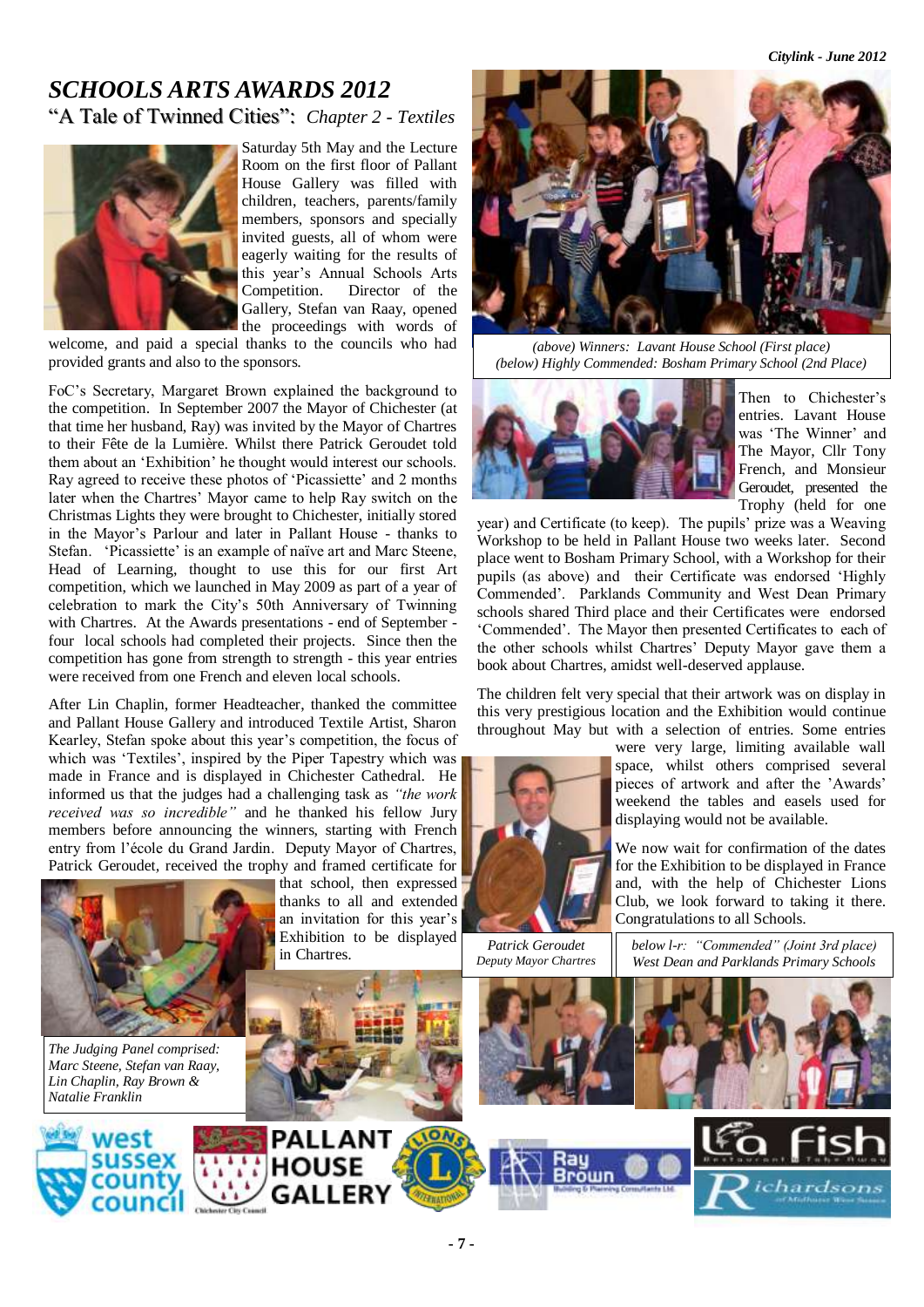# SCHOOLS ARTS AWARDS 2012

## "A Tale of Twinned Cities": *Chapter 2 - Textiles*

Saturday 5th May and the Lecture Room on the first floor of Pallant House Gallery was filled with children, teachers, parents/family members, sponsors and specially invited guests, all of whom were eagerly waiting for the results of this year's Annual Schools Arts Competition. Director of the Gallery, Stefan van Raay, opened the proceedings with words of welcome, and paid a special thanks to the councils who had provided grants and also to the sponsors.

FoC's Secretary, Margaret Brown explained the background to the competition. In September 2007 the Mayor of Chichester (at that time her husband, Ray) was invited by the Mayor of Chartres to their Fête de la Lumière. Whilst there Patrick Geroudet told them about an 'Exhibition' he thought would interest our schools. Ray agreed to receive these photos of 'Picassiette' and 2 months later when the Chartres' Mayor came to help Ray switch on the Christmas Lights they were brought to Chichester, initially stored in the Mayor's Parlour and later in Pallant House - thanks to Stefan. 'Picassiette' is an example of naïve art and Marc Steene, Head of Learning, thought to use this for our first Art competition, which we launched in May 2009 as part of a year of celebration to mark the City's 50th Anniversary of Twinning with Chartres. At the Awards presentations - end of September - four local schools had completed their projects. Since then the competition has gone from strength to strength - this year entries were received from one French and eleven local schools.

After Lin Chaplin, former Headteacher, thanked the committee and Pallant House Gallery and introduced Textile Artist, Sharon Kearley, Stefan spoke about this year's competition, the focus of which was 'Textiles', inspired by the Piper Tapestry which was made in France and is displayed in Chichester Cathedral. He informed us that the judges had a challenging task as *"the work received was so incredible"* and he thanked his fellow Jury members before announcing the winners, starting with French entry from l'école du Grand Jardin. Deputy Mayor of Chartres, Patrick Geroudet, received the trophy and framed certificate for that school, then expressed thanks to all and extended an invitation for this year's Exhibition to be displayed in Chartres.

*The Judging Panel comprised: Marc Steene, Stefan van Raay, Lin Chaplin, Ray Brown & Natalie Franklin*

*(above) Winners: Lavant House School (First place)*
*(below) Highly Commended: Bosham Primary School (2nd Place)*

Then to Chichester's entries. Lavant House was 'The Winner' and The Mayor, Cllr Tony French, and Monsieur Geroudet, presented the Trophy (held for one year) and Certificate (to keep). The pupils' prize was a Weaving Workshop to be held in Pallant House two weeks later. Second place went to Bosham Primary School, with a Workshop for their pupils (as above) and their Certificate was endorsed 'Highly Commended'. Parklands Community and West Dean Primary schools shared Third place and their Certificates were endorsed 'Commended'. The Mayor then presented Certificates to each of the other schools whilst Chartres' Deputy Mayor gave them a book about Chartres, amidst well-deserved applause.

The children felt very special that their artwork was on display in this very prestigious location and the Exhibition would continue throughout May but with a selection of entries. Some entries were very large, limiting available wall space, whilst others comprised several pieces of artwork and after the 'Awards' weekend the tables and easels used for displaying would not be available.

We now wait for confirmation of the dates for the Exhibition to be displayed in France and, with the help of Chichester Lions Club, we look forward to taking it there. Congratulations to all Schools.

*Patrick Geroudet*
*Deputy Mayor Chartres*

*below l-r: "Commended" (Joint 3rd place)*
*West Dean and Parklands Primary Schools*

West Sussex County Council · Chichester City Council · Pallant House Gallery · Lions International · Ray Brown Building & Planning Consultants Ltd · La Fish Restaurant · Take Away · Richardsons of Midhurst West Sussex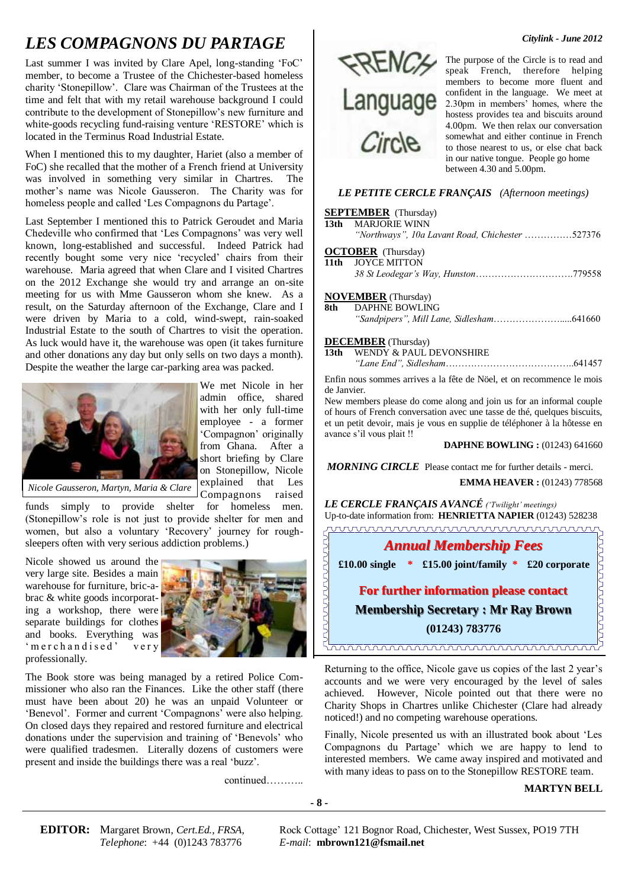# LES COMPAGNONS DU PARTAGE

Last summer I was invited by Clare Apel, long-standing 'FoC' member, to become a Trustee of the Chichester-based homeless charity 'Stonepillow'. Clare was Chairman of the Trustees at the time and felt that with my retail warehouse background I could contribute to the development of Stonepillow's new furniture and white-goods recycling fund-raising venture 'RESTORE' which is located in the Terminus Road Industrial Estate.

When I mentioned this to my daughter, Hariet (also a member of FoC) she recalled that the mother of a French friend at University was involved in something very similar in Chartres. The mother's name was Nicole Gausseron. The Charity was for homeless people and called 'Les Compagnons du Partage'.

Last September I mentioned this to Patrick Geroudet and Maria Chedeville who confirmed that 'Les Compagnons' was very well known, long-established and successful. Indeed Patrick had recently bought some very nice 'recycled' chairs from their warehouse. Maria agreed that when Clare and I visited Chartres on the 2012 Exchange she would try and arrange an on-site meeting for us with Mme Gausseron whom she knew. As a result, on the Saturday afternoon of the Exchange, Clare and I were driven by Maria to a cold, wind-swept, rain-soaked Industrial Estate to the south of Chartres to visit the operation. As luck would have it, the warehouse was open (it takes furniture and other donations any day but only sells on two days a month). Despite the weather the large car-parking area was packed.

*Nicole Gausseron, Martyn, Maria & Clare*

We met Nicole in her admin office, shared with her only full-time employee - a former 'Compagnon' originally from Ghana. After a short briefing by Clare on Stonepillow, Nicole explained that Les Compagnons raised funds simply to provide shelter for homeless men. (Stonepillow's role is not just to provide shelter for men and women, but also a voluntary 'Recovery' journey for rough-sleepers often with very serious addiction problems.)

Nicole showed us around the very large site. Besides a main warehouse for furniture, bric-a-brac & white goods incorporating a workshop, there were separate buildings for clothes and books. Everything was 'merchandised' very professionally.

The Book store was being managed by a retired Police Commissioner who also ran the Finances. Like the other staff (there must have been about 20) he was an unpaid Volunteer or 'Benevol'. Former and current 'Compagnons' were also helping. On closed days they repaired and restored furniture and electrical donations under the supervision and training of 'Benevols' who were qualified tradesmen. Literally dozens of customers were present and inside the buildings there was a real 'buzz'.

continued………..

**FRENCH Language Circle**

The purpose of the Circle is to read and speak French, therefore helping members to become more fluent and confident in the language. We meet at 2.30pm in members' homes, where the hostess provides tea and biscuits around 4.00pm. We then relax our conversation somewhat and either continue in French to those nearest to us, or else chat back in our native tongue. People go home between 4.30 and 5.00pm.

***LE PETITE CERCLE FRANÇAIS*** *(Afternoon meetings)*

**SEPTEMBER** (Thursday)
**13th** MARJORIE WINN
*"Northways", 10a Lavant Road, Chichester* ……………527376

**OCTOBER** (Thursday)
**11th** JOYCE MITTON
*38 St Leodegar's Way, Hunston*………………………….779558

**NOVEMBER** (Thursday)
**8th** DAPHNE BOWLING
*"Sandpipers", Mill Lane, Sidlesham*…………………....641660

**DECEMBER** (Thursday)
**13th** WENDY & PAUL DEVONSHIRE
*"Lane End", Sidlesham*…………………………………..641457

Enfin nous sommes arrives a la fête de Nöel, et on recommence le mois de Janvier.

New members please do come along and join us for an informal couple of hours of French conversation avec une tasse de thé, quelques biscuits, et un petit devoir, mais je vous en supplie de téléphoner à la hôtesse en avance s'il vous plait !!

**DAPHNE BOWLING :** (01243) 641660

***MORNING CIRCLE*** Please contact me for further details - merci.

**EMMA HEAVER :** (01243) 778568

***LE CERCLE FRANÇAIS AVANCÉ*** *('Twilight' meetings)*
Up-to-date information from: **HENRIETTA NAPIER** (01243) 528238

***Annual Membership Fees***

**£10.00 single * £15.00 joint/family * £20 corporate**

**For further information please contact**
**Membership Secretary : Mr Ray Brown**
**(01243) 783776**

Returning to the office, Nicole gave us copies of the last 2 year's accounts and we were very encouraged by the level of sales achieved. However, Nicole pointed out that there were no Charity Shops in Chartres unlike Chichester (Clare had already noticed!) and no competing warehouse operations.

Finally, Nicole presented us with an illustrated book about 'Les Compagnons du Partage' which we are happy to lend to interested members. We came away inspired and motivated and with many ideas to pass on to the Stonepillow RESTORE team.

**MARTYN BELL**

**EDITOR:** Margaret Brown, *Cert.Ed., FRSA,* Rock Cottage' 121 Bognor Road, Chichester, West Sussex, PO19 7TH
*Telephone*: +44 (0)1243 783776 *E-mail*: **mbrown121@fsmail.net**